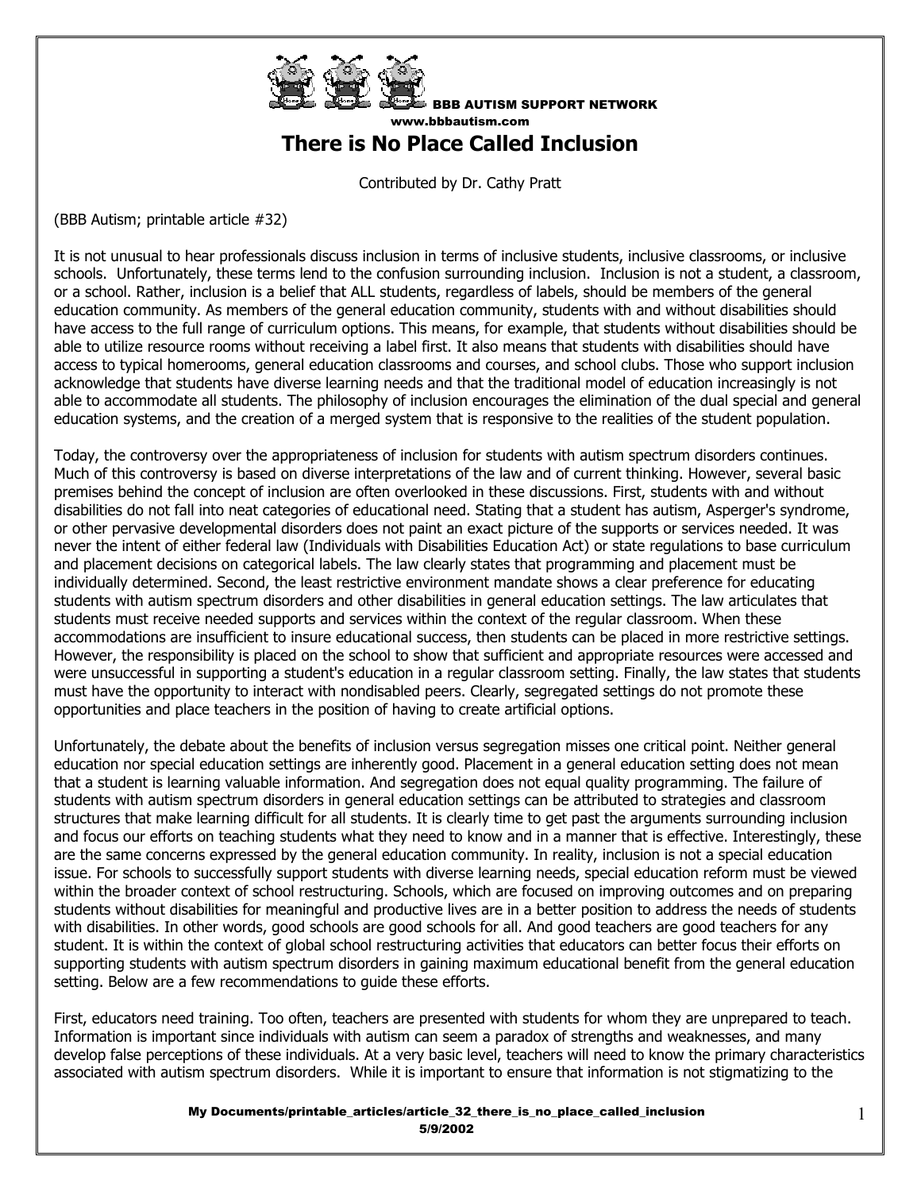BBB AUTISM SUPPORT NETWORK
www.bbbautism.com

# There is No Place Called Inclusion

Contributed by Dr. Cathy Pratt

(BBB Autism; printable article #32)

It is not unusual to hear professionals discuss inclusion in terms of inclusive students, inclusive classrooms, or inclusive schools. Unfortunately, these terms lend to the confusion surrounding inclusion. Inclusion is not a student, a classroom, or a school. Rather, inclusion is a belief that ALL students, regardless of labels, should be members of the general education community. As members of the general education community, students with and without disabilities should have access to the full range of curriculum options. This means, for example, that students without disabilities should be able to utilize resource rooms without receiving a label first. It also means that students with disabilities should have access to typical homerooms, general education classrooms and courses, and school clubs. Those who support inclusion acknowledge that students have diverse learning needs and that the traditional model of education increasingly is not able to accommodate all students. The philosophy of inclusion encourages the elimination of the dual special and general education systems, and the creation of a merged system that is responsive to the realities of the student population.

Today, the controversy over the appropriateness of inclusion for students with autism spectrum disorders continues. Much of this controversy is based on diverse interpretations of the law and of current thinking. However, several basic premises behind the concept of inclusion are often overlooked in these discussions. First, students with and without disabilities do not fall into neat categories of educational need. Stating that a student has autism, Asperger's syndrome, or other pervasive developmental disorders does not paint an exact picture of the supports or services needed. It was never the intent of either federal law (Individuals with Disabilities Education Act) or state regulations to base curriculum and placement decisions on categorical labels. The law clearly states that programming and placement must be individually determined. Second, the least restrictive environment mandate shows a clear preference for educating students with autism spectrum disorders and other disabilities in general education settings. The law articulates that students must receive needed supports and services within the context of the regular classroom. When these accommodations are insufficient to insure educational success, then students can be placed in more restrictive settings. However, the responsibility is placed on the school to show that sufficient and appropriate resources were accessed and were unsuccessful in supporting a student's education in a regular classroom setting. Finally, the law states that students must have the opportunity to interact with nondisabled peers. Clearly, segregated settings do not promote these opportunities and place teachers in the position of having to create artificial options.

Unfortunately, the debate about the benefits of inclusion versus segregation misses one critical point. Neither general education nor special education settings are inherently good. Placement in a general education setting does not mean that a student is learning valuable information. And segregation does not equal quality programming. The failure of students with autism spectrum disorders in general education settings can be attributed to strategies and classroom structures that make learning difficult for all students. It is clearly time to get past the arguments surrounding inclusion and focus our efforts on teaching students what they need to know and in a manner that is effective. Interestingly, these are the same concerns expressed by the general education community. In reality, inclusion is not a special education issue. For schools to successfully support students with diverse learning needs, special education reform must be viewed within the broader context of school restructuring. Schools, which are focused on improving outcomes and on preparing students without disabilities for meaningful and productive lives are in a better position to address the needs of students with disabilities. In other words, good schools are good schools for all. And good teachers are good teachers for any student. It is within the context of global school restructuring activities that educators can better focus their efforts on supporting students with autism spectrum disorders in gaining maximum educational benefit from the general education setting. Below are a few recommendations to guide these efforts.

First, educators need training. Too often, teachers are presented with students for whom they are unprepared to teach. Information is important since individuals with autism can seem a paradox of strengths and weaknesses, and many develop false perceptions of these individuals. At a very basic level, teachers will need to know the primary characteristics associated with autism spectrum disorders. While it is important to ensure that information is not stigmatizing to the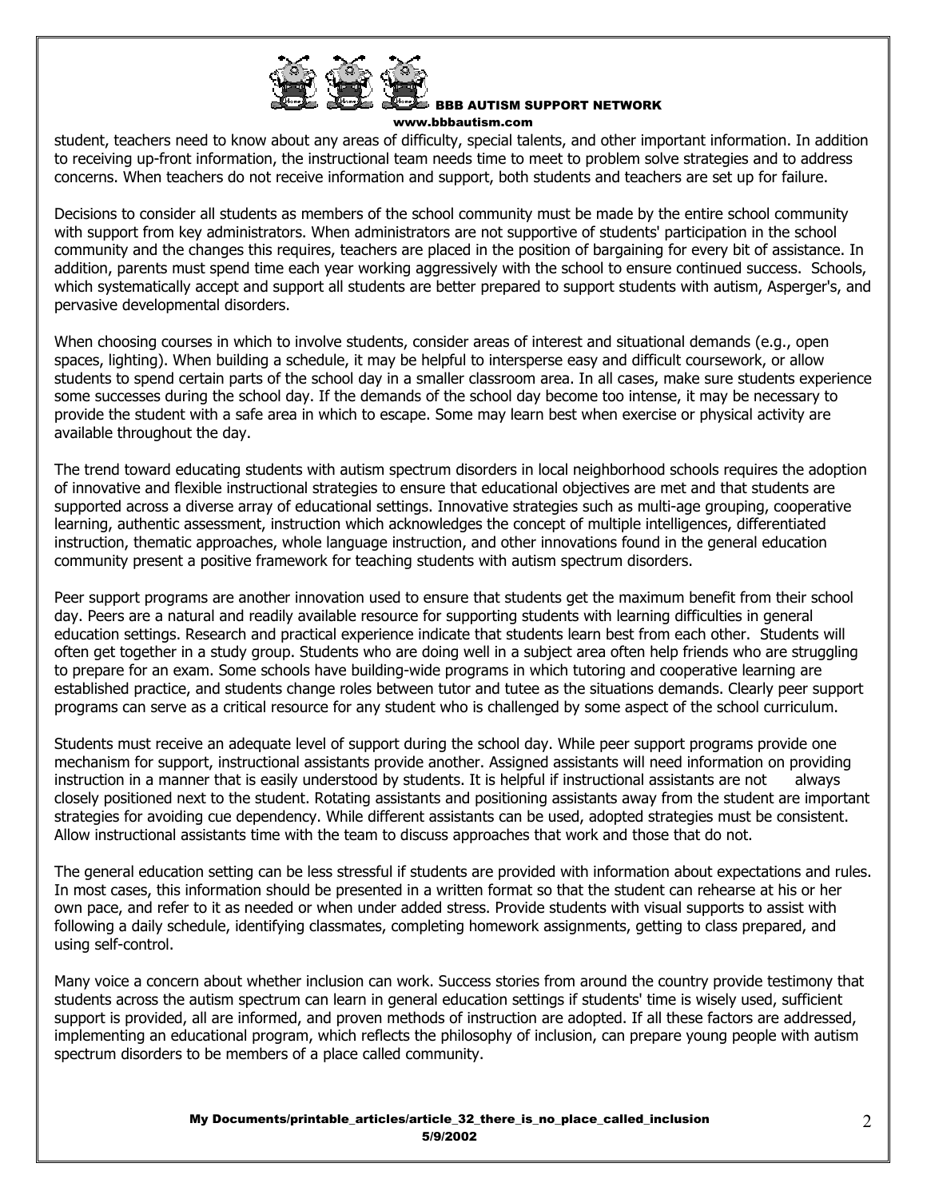student, teachers need to know about any areas of difficulty, special talents, and other important information. In addition to receiving up-front information, the instructional team needs time to meet to problem solve strategies and to address concerns. When teachers do not receive information and support, both students and teachers are set up for failure.

Decisions to consider all students as members of the school community must be made by the entire school community with support from key administrators. When administrators are not supportive of students' participation in the school community and the changes this requires, teachers are placed in the position of bargaining for every bit of assistance. In addition, parents must spend time each year working aggressively with the school to ensure continued success. Schools, which systematically accept and support all students are better prepared to support students with autism, Asperger's, and pervasive developmental disorders.

When choosing courses in which to involve students, consider areas of interest and situational demands (e.g., open spaces, lighting). When building a schedule, it may be helpful to intersperse easy and difficult coursework, or allow students to spend certain parts of the school day in a smaller classroom area. In all cases, make sure students experience some successes during the school day. If the demands of the school day become too intense, it may be necessary to provide the student with a safe area in which to escape. Some may learn best when exercise or physical activity are available throughout the day.

The trend toward educating students with autism spectrum disorders in local neighborhood schools requires the adoption of innovative and flexible instructional strategies to ensure that educational objectives are met and that students are supported across a diverse array of educational settings. Innovative strategies such as multi-age grouping, cooperative learning, authentic assessment, instruction which acknowledges the concept of multiple intelligences, differentiated instruction, thematic approaches, whole language instruction, and other innovations found in the general education community present a positive framework for teaching students with autism spectrum disorders.

Peer support programs are another innovation used to ensure that students get the maximum benefit from their school day. Peers are a natural and readily available resource for supporting students with learning difficulties in general education settings. Research and practical experience indicate that students learn best from each other. Students will often get together in a study group. Students who are doing well in a subject area often help friends who are struggling to prepare for an exam. Some schools have building-wide programs in which tutoring and cooperative learning are established practice, and students change roles between tutor and tutee as the situations demands. Clearly peer support programs can serve as a critical resource for any student who is challenged by some aspect of the school curriculum.

Students must receive an adequate level of support during the school day. While peer support programs provide one mechanism for support, instructional assistants provide another. Assigned assistants will need information on providing instruction in a manner that is easily understood by students. It is helpful if instructional assistants are not always closely positioned next to the student. Rotating assistants and positioning assistants away from the student are important strategies for avoiding cue dependency. While different assistants can be used, adopted strategies must be consistent. Allow instructional assistants time with the team to discuss approaches that work and those that do not.

The general education setting can be less stressful if students are provided with information about expectations and rules. In most cases, this information should be presented in a written format so that the student can rehearse at his or her own pace, and refer to it as needed or when under added stress. Provide students with visual supports to assist with following a daily schedule, identifying classmates, completing homework assignments, getting to class prepared, and using self-control.

Many voice a concern about whether inclusion can work. Success stories from around the country provide testimony that students across the autism spectrum can learn in general education settings if students' time is wisely used, sufficient support is provided, all are informed, and proven methods of instruction are adopted. If all these factors are addressed, implementing an educational program, which reflects the philosophy of inclusion, can prepare young people with autism spectrum disorders to be members of a place called community.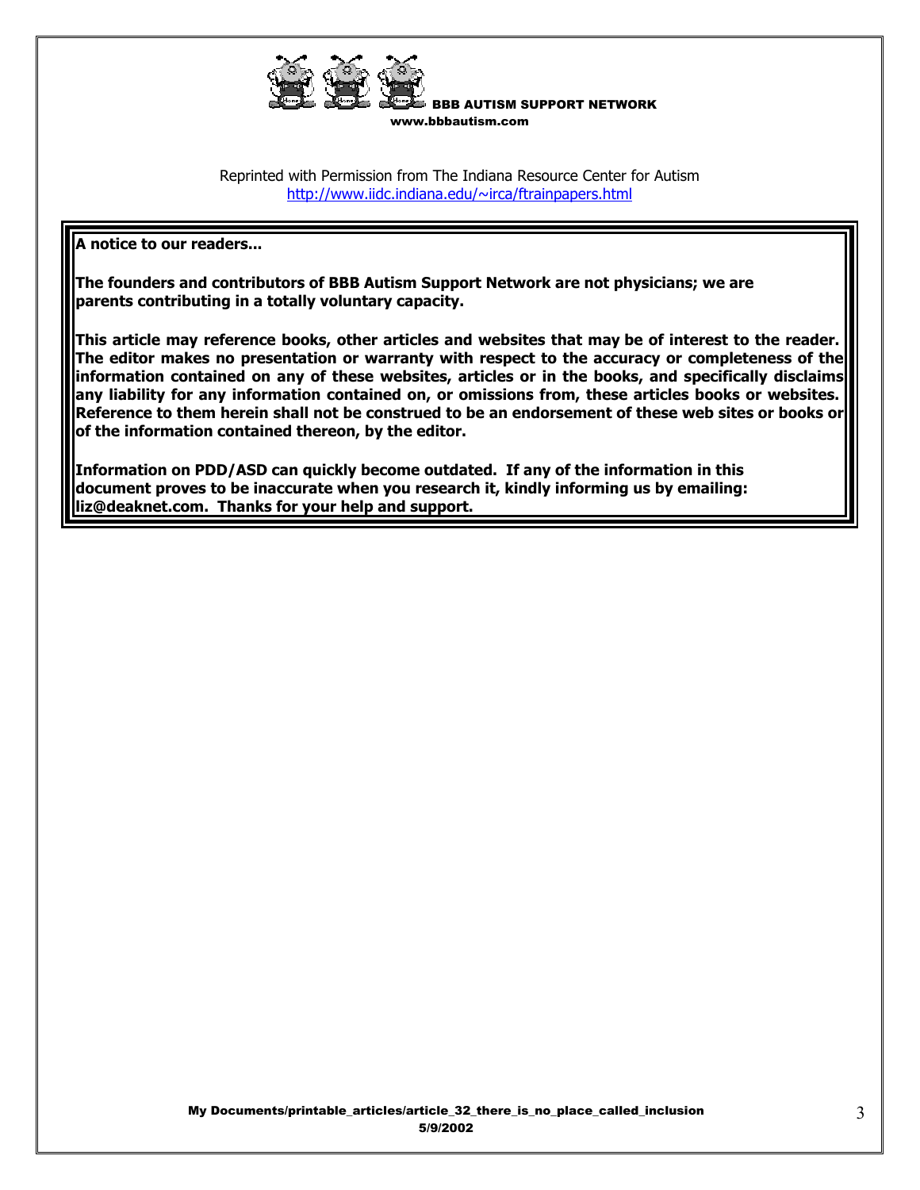BBB AUTISM SUPPORT NETWORK
www.bbbautism.com

Reprinted with Permission from The Indiana Resource Center for Autism
http://www.iidc.indiana.edu/~irca/ftrainpapers.html

**A notice to our readers...**

**The founders and contributors of BBB Autism Support Network are not physicians; we are parents contributing in a totally voluntary capacity.**

**This article may reference books, other articles and websites that may be of interest to the reader. The editor makes no presentation or warranty with respect to the accuracy or completeness of the information contained on any of these websites, articles or in the books, and specifically disclaims any liability for any information contained on, or omissions from, these articles books or websites. Reference to them herein shall not be construed to be an endorsement of these web sites or books or of the information contained thereon, by the editor.**

**Information on PDD/ASD can quickly become outdated. If any of the information in this document proves to be inaccurate when you research it, kindly informing us by emailing: liz@deaknet.com. Thanks for your help and support.**